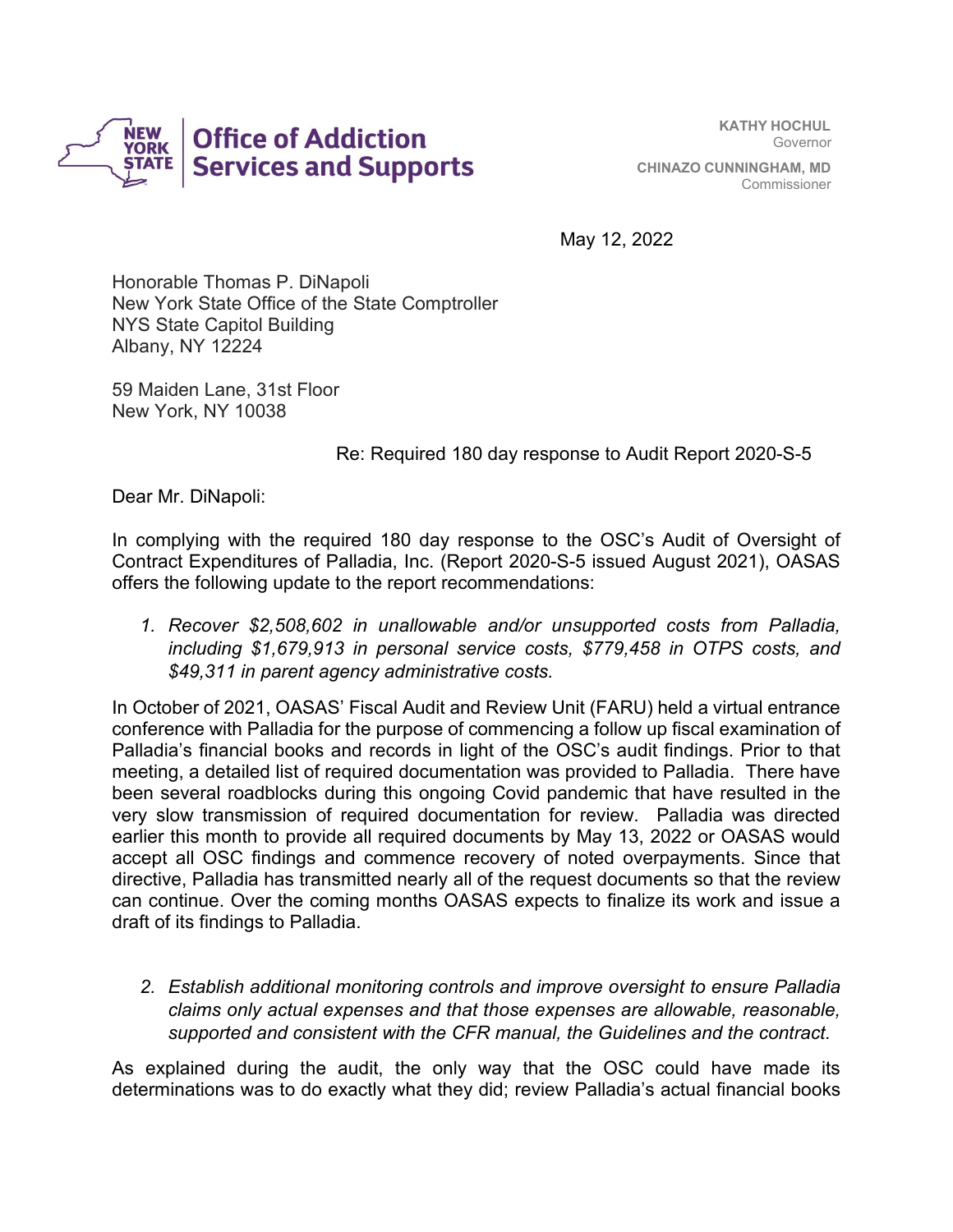**Office of Addiction Services and Supports**

**KATHY HOCHUL**
Governor

**CHINAZO CUNNINGHAM, MD**
Commissioner

May 12, 2022

Honorable Thomas P. DiNapoli
New York State Office of the State Comptroller
NYS State Capitol Building
Albany, NY 12224

59 Maiden Lane, 31st Floor
New York, NY 10038

Re: Required 180 day response to Audit Report 2020-S-5

Dear Mr. DiNapoli:

In complying with the required 180 day response to the OSC's Audit of Oversight of Contract Expenditures of Palladia, Inc. (Report 2020-S-5 issued August 2021), OASAS offers the following update to the report recommendations:

1. *Recover $2,508,602 in unallowable and/or unsupported costs from Palladia, including $1,679,913 in personal service costs, $779,458 in OTPS costs, and $49,311 in parent agency administrative costs.*

In October of 2021, OASAS' Fiscal Audit and Review Unit (FARU) held a virtual entrance conference with Palladia for the purpose of commencing a follow up fiscal examination of Palladia's financial books and records in light of the OSC's audit findings. Prior to that meeting, a detailed list of required documentation was provided to Palladia. There have been several roadblocks during this ongoing Covid pandemic that have resulted in the very slow transmission of required documentation for review. Palladia was directed earlier this month to provide all required documents by May 13, 2022 or OASAS would accept all OSC findings and commence recovery of noted overpayments. Since that directive, Palladia has transmitted nearly all of the request documents so that the review can continue. Over the coming months OASAS expects to finalize its work and issue a draft of its findings to Palladia.

2. *Establish additional monitoring controls and improve oversight to ensure Palladia claims only actual expenses and that those expenses are allowable, reasonable, supported and consistent with the CFR manual, the Guidelines and the contract.*

As explained during the audit, the only way that the OSC could have made its determinations was to do exactly what they did; review Palladia's actual financial books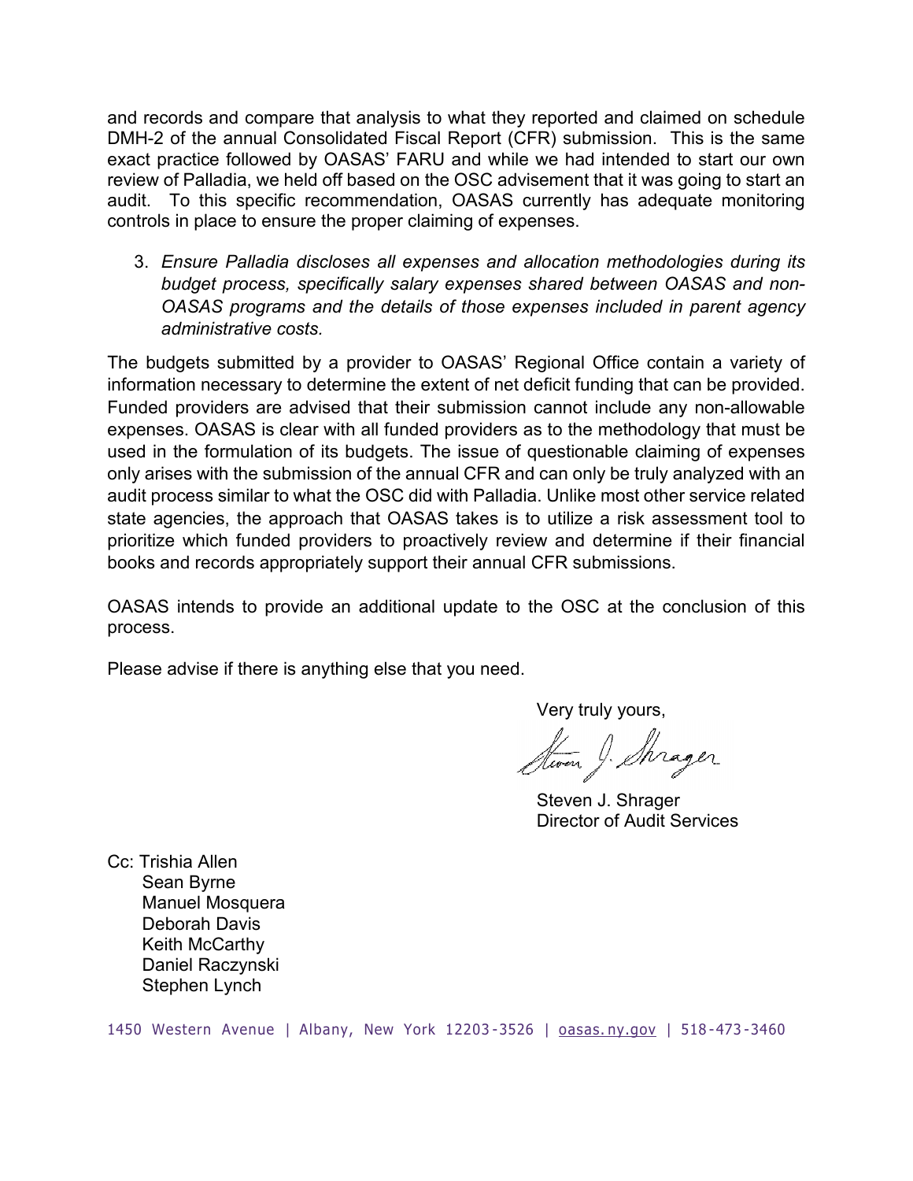and records and compare that analysis to what they reported and claimed on schedule DMH-2 of the annual Consolidated Fiscal Report (CFR) submission. This is the same exact practice followed by OASAS' FARU and while we had intended to start our own review of Palladia, we held off based on the OSC advisement that it was going to start an audit. To this specific recommendation, OASAS currently has adequate monitoring controls in place to ensure the proper claiming of expenses.

3. *Ensure Palladia discloses all expenses and allocation methodologies during its budget process, specifically salary expenses shared between OASAS and non-OASAS programs and the details of those expenses included in parent agency administrative costs.*

The budgets submitted by a provider to OASAS' Regional Office contain a variety of information necessary to determine the extent of net deficit funding that can be provided. Funded providers are advised that their submission cannot include any non-allowable expenses. OASAS is clear with all funded providers as to the methodology that must be used in the formulation of its budgets. The issue of questionable claiming of expenses only arises with the submission of the annual CFR and can only be truly analyzed with an audit process similar to what the OSC did with Palladia. Unlike most other service related state agencies, the approach that OASAS takes is to utilize a risk assessment tool to prioritize which funded providers to proactively review and determine if their financial books and records appropriately support their annual CFR submissions.

OASAS intends to provide an additional update to the OSC at the conclusion of this process.

Please advise if there is anything else that you need.

Very truly yours,

Steven J. Shrager
Director of Audit Services

Cc: Trishia Allen
Sean Byrne
Manuel Mosquera
Deborah Davis
Keith McCarthy
Daniel Raczynski
Stephen Lynch

1450 Western Avenue | Albany, New York 12203-3526 | oasas.ny.gov | 518-473-3460